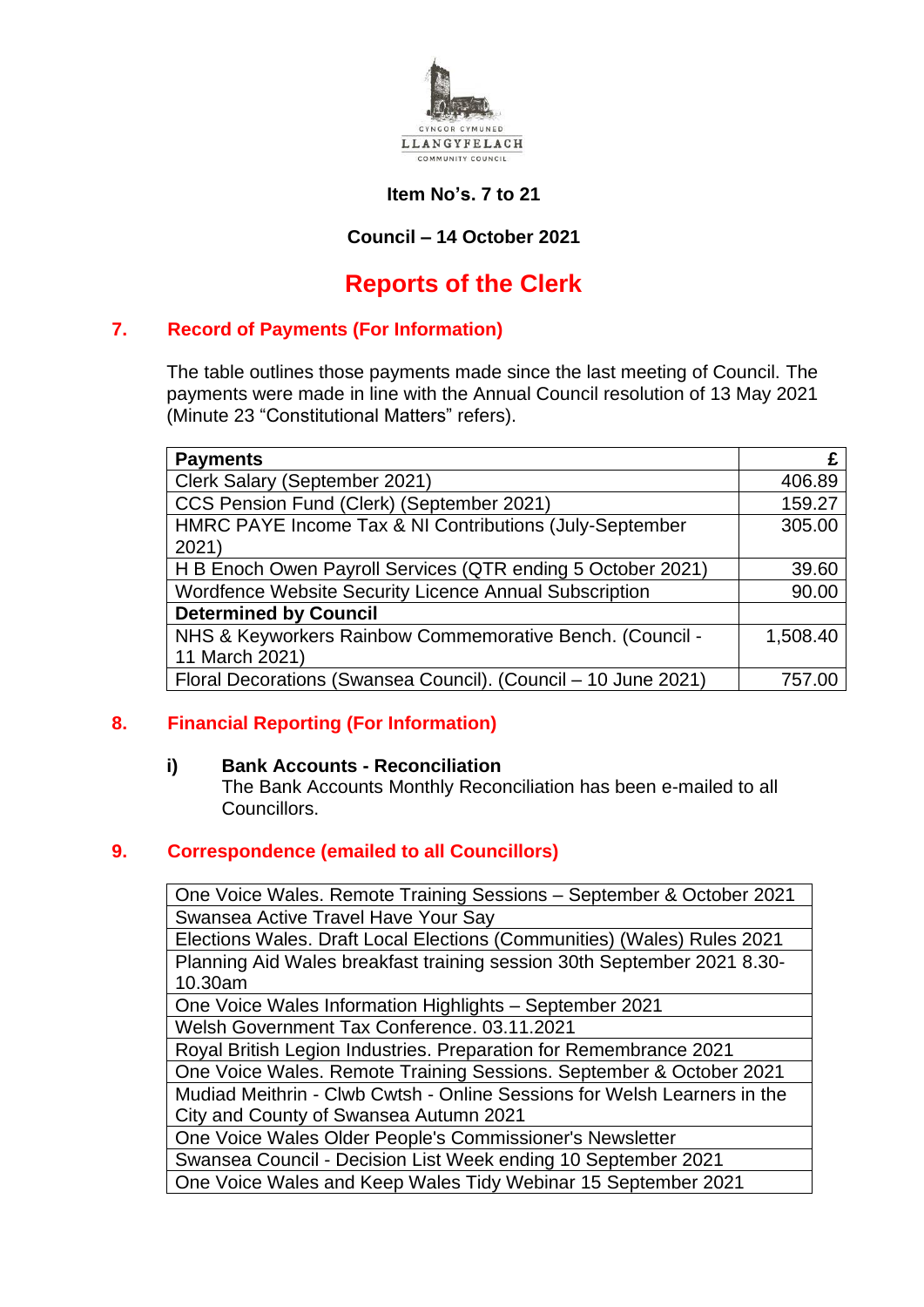CYNGOR CYMUNED
LLANGYFELACH
COMMUNITY COUNCIL

**Item No's. 7 to 21**

**Council – 14 October 2021**

# Reports of the Clerk

## 7. Record of Payments (For Information)

The table outlines those payments made since the last meeting of Council. The payments were made in line with the Annual Council resolution of 13 May 2021 (Minute 23 "Constitutional Matters" refers).

| **Payments** | **£** |
|---|---|
| Clerk Salary (September 2021) | 406.89 |
| CCS Pension Fund (Clerk) (September 2021) | 159.27 |
| HMRC PAYE Income Tax & NI Contributions (July-September 2021) | 305.00 |
| H B Enoch Owen Payroll Services (QTR ending 5 October 2021) | 39.60 |
| Wordfence Website Security Licence Annual Subscription | 90.00 |
| **Determined by Council** | |
| NHS & Keyworkers Rainbow Commemorative Bench. (Council - 11 March 2021) | 1,508.40 |
| Floral Decorations (Swansea Council). (Council – 10 June 2021) | 757.00 |

## 8. Financial Reporting (For Information)

**i) Bank Accounts - Reconciliation**

The Bank Accounts Monthly Reconciliation has been e-mailed to all Councillors.

## 9. Correspondence (emailed to all Councillors)

| |
|---|
| One Voice Wales. Remote Training Sessions – September & October 2021 |
| Swansea Active Travel Have Your Say |
| Elections Wales. Draft Local Elections (Communities) (Wales) Rules 2021 |
| Planning Aid Wales breakfast training session 30th September 2021 8.30-10.30am |
| One Voice Wales Information Highlights – September 2021 |
| Welsh Government Tax Conference. 03.11.2021 |
| Royal British Legion Industries. Preparation for Remembrance 2021 |
| One Voice Wales. Remote Training Sessions. September & October 2021 |
| Mudiad Meithrin - Clwb Cwtsh - Online Sessions for Welsh Learners in the City and County of Swansea Autumn 2021 |
| One Voice Wales Older People's Commissioner's Newsletter |
| Swansea Council - Decision List Week ending 10 September 2021 |
| One Voice Wales and Keep Wales Tidy Webinar 15 September 2021 |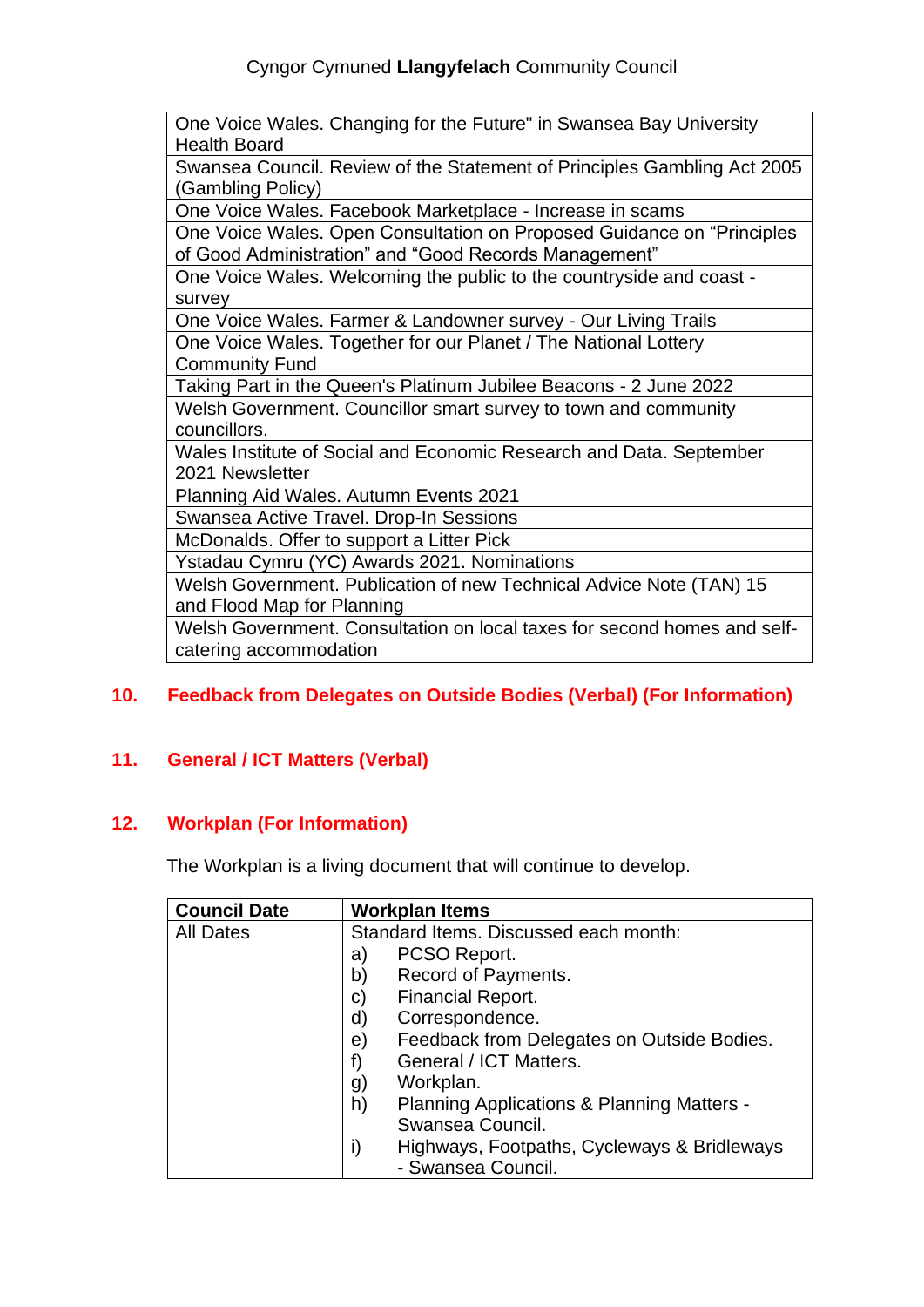| One Voice Wales. Changing for the Future" in Swansea Bay University Health Board |
|---|
| Swansea Council. Review of the Statement of Principles Gambling Act 2005 (Gambling Policy) |
| One Voice Wales. Facebook Marketplace - Increase in scams |
| One Voice Wales. Open Consultation on Proposed Guidance on “Principles of Good Administration” and “Good Records Management” |
| One Voice Wales. Welcoming the public to the countryside and coast - survey |
| One Voice Wales. Farmer & Landowner survey - Our Living Trails |
| One Voice Wales. Together for our Planet / The National Lottery Community Fund |
| Taking Part in the Queen's Platinum Jubilee Beacons - 2 June 2022 |
| Welsh Government. Councillor smart survey to town and community councillors. |
| Wales Institute of Social and Economic Research and Data. September 2021 Newsletter |
| Planning Aid Wales. Autumn Events 2021 |
| Swansea Active Travel. Drop-In Sessions |
| McDonalds. Offer to support a Litter Pick |
| Ystadau Cymru (YC) Awards 2021. Nominations |
| Welsh Government. Publication of new Technical Advice Note (TAN) 15 and Flood Map for Planning |
| Welsh Government. Consultation on local taxes for second homes and self-catering accommodation |

## 10. Feedback from Delegates on Outside Bodies (Verbal) (For Information)

## 11. General / ICT Matters (Verbal)

## 12. Workplan (For Information)

The Workplan is a living document that will continue to develop.

| Council Date | Workplan Items |
|---|---|
| All Dates | Standard Items. Discussed each month:<br>a) PCSO Report.<br>b) Record of Payments.<br>c) Financial Report.<br>d) Correspondence.<br>e) Feedback from Delegates on Outside Bodies.<br>f) General / ICT Matters.<br>g) Workplan.<br>h) Planning Applications & Planning Matters - Swansea Council.<br>i) Highways, Footpaths, Cycleways & Bridleways - Swansea Council. |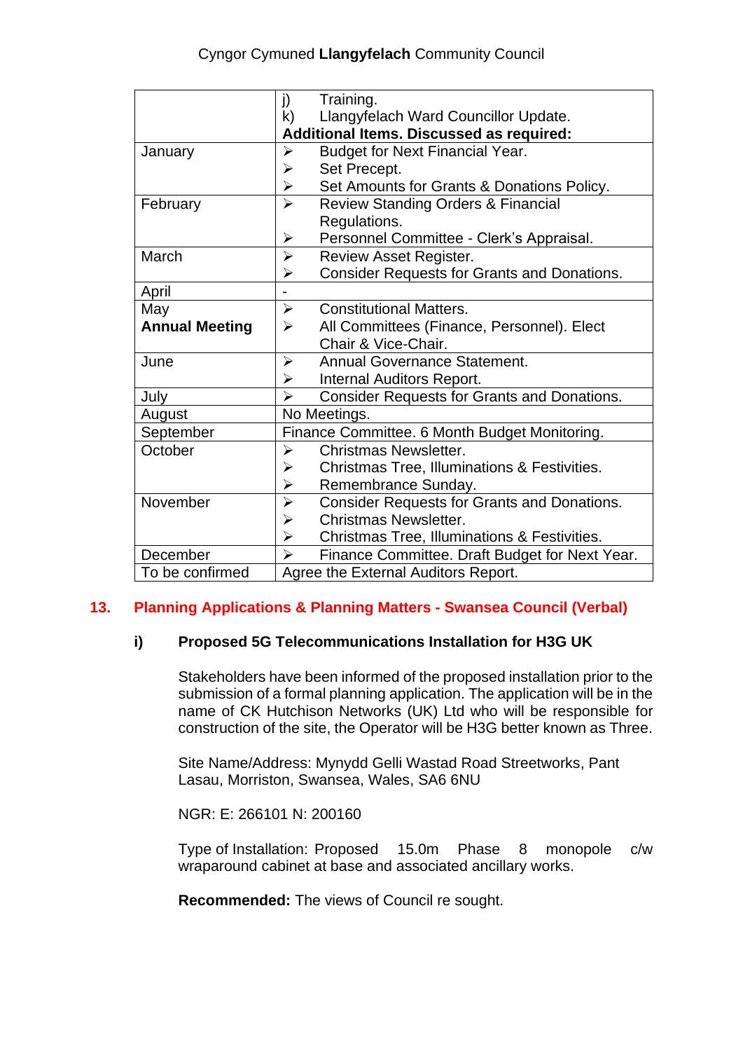| | j) Training.<br>k) Llangyfelach Ward Councillor Update.<br>**Additional Items. Discussed as required:** |
|---|---|
| January | ➢ Budget for Next Financial Year.<br>➢ Set Precept.<br>➢ Set Amounts for Grants & Donations Policy. |
| February | ➢ Review Standing Orders & Financial Regulations.<br>➢ Personnel Committee - Clerk's Appraisal. |
| March | ➢ Review Asset Register.<br>➢ Consider Requests for Grants and Donations. |
| April | - |
| May<br>**Annual Meeting** | ➢ Constitutional Matters.<br>➢ All Committees (Finance, Personnel). Elect Chair & Vice-Chair. |
| June | ➢ Annual Governance Statement.<br>➢ Internal Auditors Report. |
| July | ➢ Consider Requests for Grants and Donations. |
| August | No Meetings. |
| September | Finance Committee. 6 Month Budget Monitoring. |
| October | ➢ Christmas Newsletter.<br>➢ Christmas Tree, Illuminations & Festivities.<br>➢ Remembrance Sunday. |
| November | ➢ Consider Requests for Grants and Donations.<br>➢ Christmas Newsletter.<br>➢ Christmas Tree, Illuminations & Festivities. |
| December | ➢ Finance Committee. Draft Budget for Next Year. |
| To be confirmed | Agree the External Auditors Report. |

## 13. Planning Applications & Planning Matters - Swansea Council (Verbal)

### i) Proposed 5G Telecommunications Installation for H3G UK

Stakeholders have been informed of the proposed installation prior to the submission of a formal planning application. The application will be in the name of CK Hutchison Networks (UK) Ltd who will be responsible for construction of the site, the Operator will be H3G better known as Three.

Site Name/Address: Mynydd Gelli Wastad Road Streetworks, Pant Lasau, Morriston, Swansea, Wales, SA6 6NU

NGR: E: 266101 N: 200160

Type of Installation: Proposed 15.0m Phase 8 monopole c/w wraparound cabinet at base and associated ancillary works.

**Recommended:** The views of Council re sought.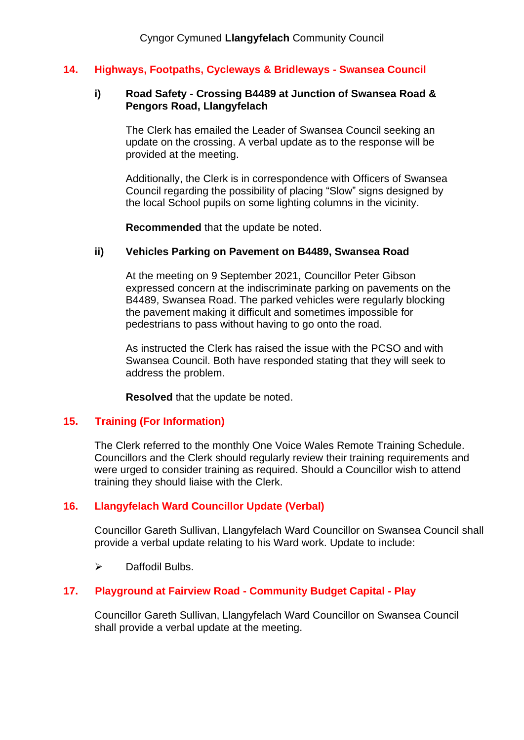## 14. Highways, Footpaths, Cycleways & Bridleways - Swansea Council

### i) Road Safety - Crossing B4489 at Junction of Swansea Road & Pengors Road, Llangyfelach

The Clerk has emailed the Leader of Swansea Council seeking an update on the crossing. A verbal update as to the response will be provided at the meeting.

Additionally, the Clerk is in correspondence with Officers of Swansea Council regarding the possibility of placing "Slow" signs designed by the local School pupils on some lighting columns in the vicinity.

**Recommended** that the update be noted.

### ii) Vehicles Parking on Pavement on B4489, Swansea Road

At the meeting on 9 September 2021, Councillor Peter Gibson expressed concern at the indiscriminate parking on pavements on the B4489, Swansea Road. The parked vehicles were regularly blocking the pavement making it difficult and sometimes impossible for pedestrians to pass without having to go onto the road.

As instructed the Clerk has raised the issue with the PCSO and with Swansea Council. Both have responded stating that they will seek to address the problem.

**Resolved** that the update be noted.

## 15. Training (For Information)

The Clerk referred to the monthly One Voice Wales Remote Training Schedule. Councillors and the Clerk should regularly review their training requirements and were urged to consider training as required. Should a Councillor wish to attend training they should liaise with the Clerk.

## 16. Llangyfelach Ward Councillor Update (Verbal)

Councillor Gareth Sullivan, Llangyfelach Ward Councillor on Swansea Council shall provide a verbal update relating to his Ward work. Update to include:

- Daffodil Bulbs.

## 17. Playground at Fairview Road - Community Budget Capital - Play

Councillor Gareth Sullivan, Llangyfelach Ward Councillor on Swansea Council shall provide a verbal update at the meeting.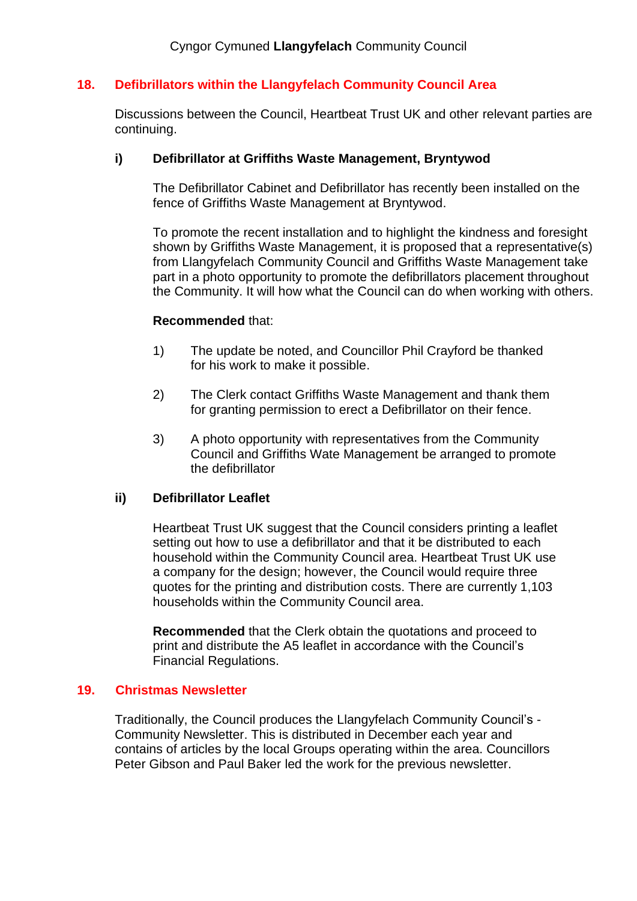## 18. Defibrillators within the Llangyfelach Community Council Area

Discussions between the Council, Heartbeat Trust UK and other relevant parties are continuing.

### i) Defibrillator at Griffiths Waste Management, Bryntywod

The Defibrillator Cabinet and Defibrillator has recently been installed on the fence of Griffiths Waste Management at Bryntywod.

To promote the recent installation and to highlight the kindness and foresight shown by Griffiths Waste Management, it is proposed that a representative(s) from Llangyfelach Community Council and Griffiths Waste Management take part in a photo opportunity to promote the defibrillators placement throughout the Community. It will how what the Council can do when working with others.

**Recommended** that:

1) The update be noted, and Councillor Phil Crayford be thanked for his work to make it possible.

2) The Clerk contact Griffiths Waste Management and thank them for granting permission to erect a Defibrillator on their fence.

3) A photo opportunity with representatives from the Community Council and Griffiths Wate Management be arranged to promote the defibrillator

### ii) Defibrillator Leaflet

Heartbeat Trust UK suggest that the Council considers printing a leaflet setting out how to use a defibrillator and that it be distributed to each household within the Community Council area. Heartbeat Trust UK use a company for the design; however, the Council would require three quotes for the printing and distribution costs. There are currently 1,103 households within the Community Council area.

**Recommended** that the Clerk obtain the quotations and proceed to print and distribute the A5 leaflet in accordance with the Council's Financial Regulations.

## 19. Christmas Newsletter

Traditionally, the Council produces the Llangyfelach Community Council's - Community Newsletter. This is distributed in December each year and contains of articles by the local Groups operating within the area. Councillors Peter Gibson and Paul Baker led the work for the previous newsletter.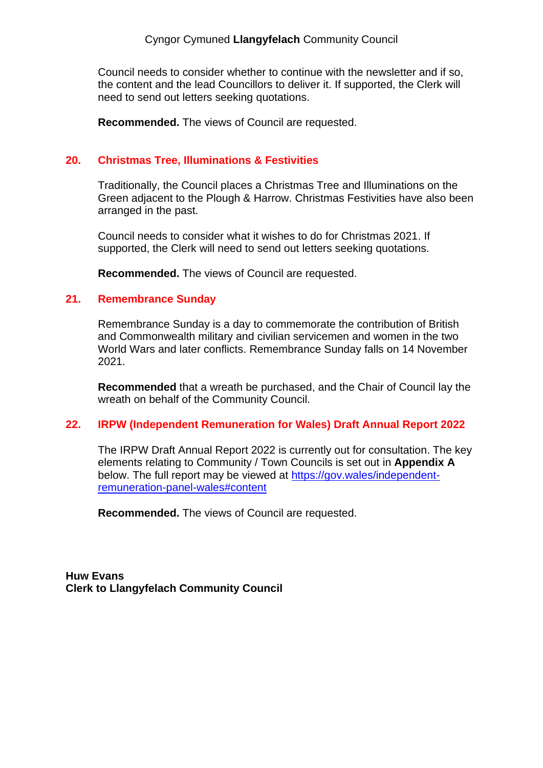Council needs to consider whether to continue with the newsletter and if so, the content and the lead Councillors to deliver it. If supported, the Clerk will need to send out letters seeking quotations.

**Recommended.** The views of Council are requested.

## 20. Christmas Tree, Illuminations & Festivities

Traditionally, the Council places a Christmas Tree and Illuminations on the Green adjacent to the Plough & Harrow. Christmas Festivities have also been arranged in the past.

Council needs to consider what it wishes to do for Christmas 2021. If supported, the Clerk will need to send out letters seeking quotations.

**Recommended.** The views of Council are requested.

## 21. Remembrance Sunday

Remembrance Sunday is a day to commemorate the contribution of British and Commonwealth military and civilian servicemen and women in the two World Wars and later conflicts. Remembrance Sunday falls on 14 November 2021.

**Recommended** that a wreath be purchased, and the Chair of Council lay the wreath on behalf of the Community Council.

## 22. IRPW (Independent Remuneration for Wales) Draft Annual Report 2022

The IRPW Draft Annual Report 2022 is currently out for consultation. The key elements relating to Community / Town Councils is set out in **Appendix A** below. The full report may be viewed at [https://gov.wales/independent-remuneration-panel-wales#content](https://gov.wales/independent-remuneration-panel-wales#content)

**Recommended.** The views of Council are requested.

**Huw Evans**
**Clerk to Llangyfelach Community Council**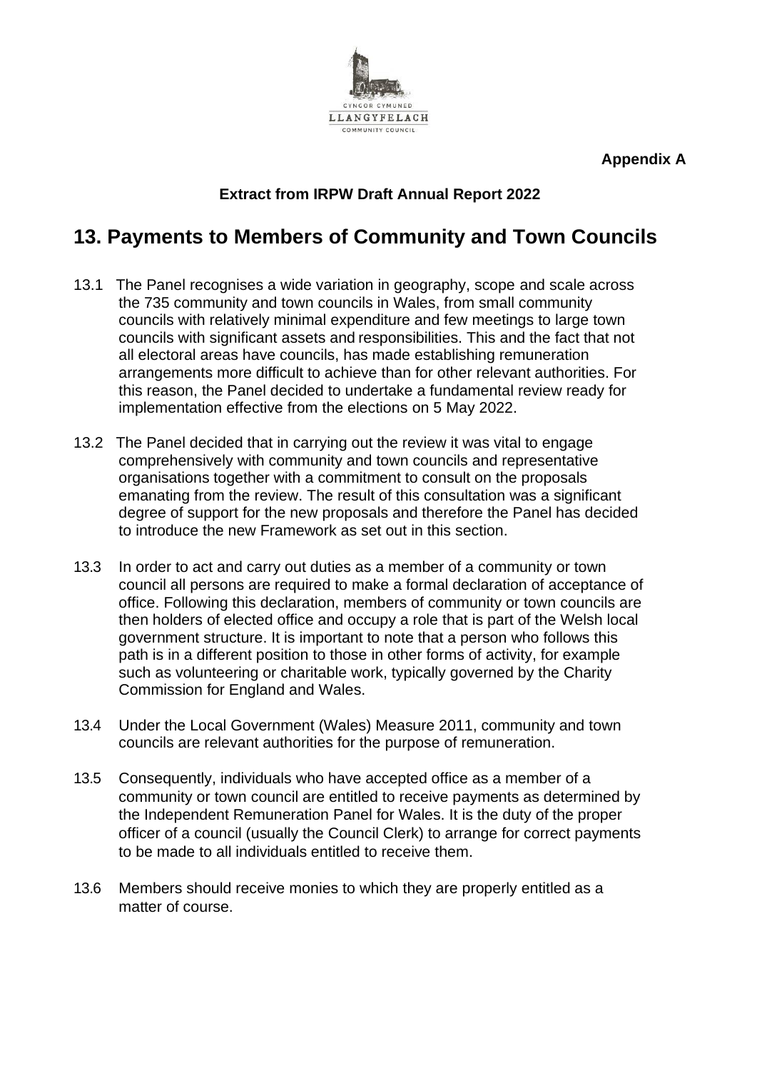**Appendix A**

**Extract from IRPW Draft Annual Report 2022**

# 13. Payments to Members of Community and Town Councils

13.1 The Panel recognises a wide variation in geography, scope and scale across the 735 community and town councils in Wales, from small community councils with relatively minimal expenditure and few meetings to large town councils with significant assets and responsibilities. This and the fact that not all electoral areas have councils, has made establishing remuneration arrangements more difficult to achieve than for other relevant authorities. For this reason, the Panel decided to undertake a fundamental review ready for implementation effective from the elections on 5 May 2022.

13.2 The Panel decided that in carrying out the review it was vital to engage comprehensively with community and town councils and representative organisations together with a commitment to consult on the proposals emanating from the review. The result of this consultation was a significant degree of support for the new proposals and therefore the Panel has decided to introduce the new Framework as set out in this section.

13.3 In order to act and carry out duties as a member of a community or town council all persons are required to make a formal declaration of acceptance of office. Following this declaration, members of community or town councils are then holders of elected office and occupy a role that is part of the Welsh local government structure. It is important to note that a person who follows this path is in a different position to those in other forms of activity, for example such as volunteering or charitable work, typically governed by the Charity Commission for England and Wales.

13.4 Under the Local Government (Wales) Measure 2011, community and town councils are relevant authorities for the purpose of remuneration.

13.5 Consequently, individuals who have accepted office as a member of a community or town council are entitled to receive payments as determined by the Independent Remuneration Panel for Wales. It is the duty of the proper officer of a council (usually the Council Clerk) to arrange for correct payments to be made to all individuals entitled to receive them.

13.6 Members should receive monies to which they are properly entitled as a matter of course.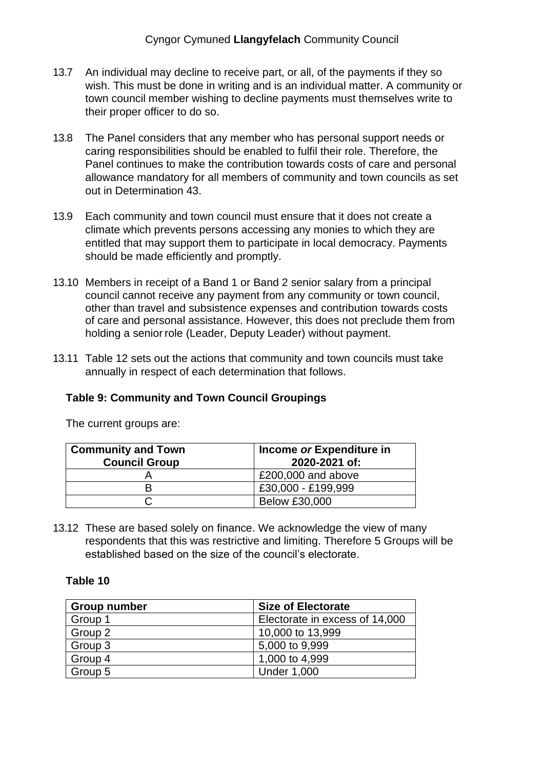13.7 An individual may decline to receive part, or all, of the payments if they so wish. This must be done in writing and is an individual matter. A community or town council member wishing to decline payments must themselves write to their proper officer to do so.

13.8 The Panel considers that any member who has personal support needs or caring responsibilities should be enabled to fulfil their role. Therefore, the Panel continues to make the contribution towards costs of care and personal allowance mandatory for all members of community and town councils as set out in Determination 43.

13.9 Each community and town council must ensure that it does not create a climate which prevents persons accessing any monies to which they are entitled that may support them to participate in local democracy. Payments should be made efficiently and promptly.

13.10 Members in receipt of a Band 1 or Band 2 senior salary from a principal council cannot receive any payment from any community or town council, other than travel and subsistence expenses and contribution towards costs of care and personal assistance. However, this does not preclude them from holding a senior role (Leader, Deputy Leader) without payment.

13.11 Table 12 sets out the actions that community and town councils must take annually in respect of each determination that follows.

**Table 9: Community and Town Council Groupings**

The current groups are:

| **Community and Town Council Group** | **Income *or* Expenditure in 2020-2021 of:** |
|---|---|
| A | £200,000 and above |
| B | £30,000 - £199,999 |
| C | Below £30,000 |

13.12 These are based solely on finance. We acknowledge the view of many respondents that this was restrictive and limiting. Therefore 5 Groups will be established based on the size of the council's electorate.

**Table 10**

| **Group number** | **Size of Electorate** |
|---|---|
| Group 1 | Electorate in excess of 14,000 |
| Group 2 | 10,000 to 13,999 |
| Group 3 | 5,000 to 9,999 |
| Group 4 | 1,000 to 4,999 |
| Group 5 | Under 1,000 |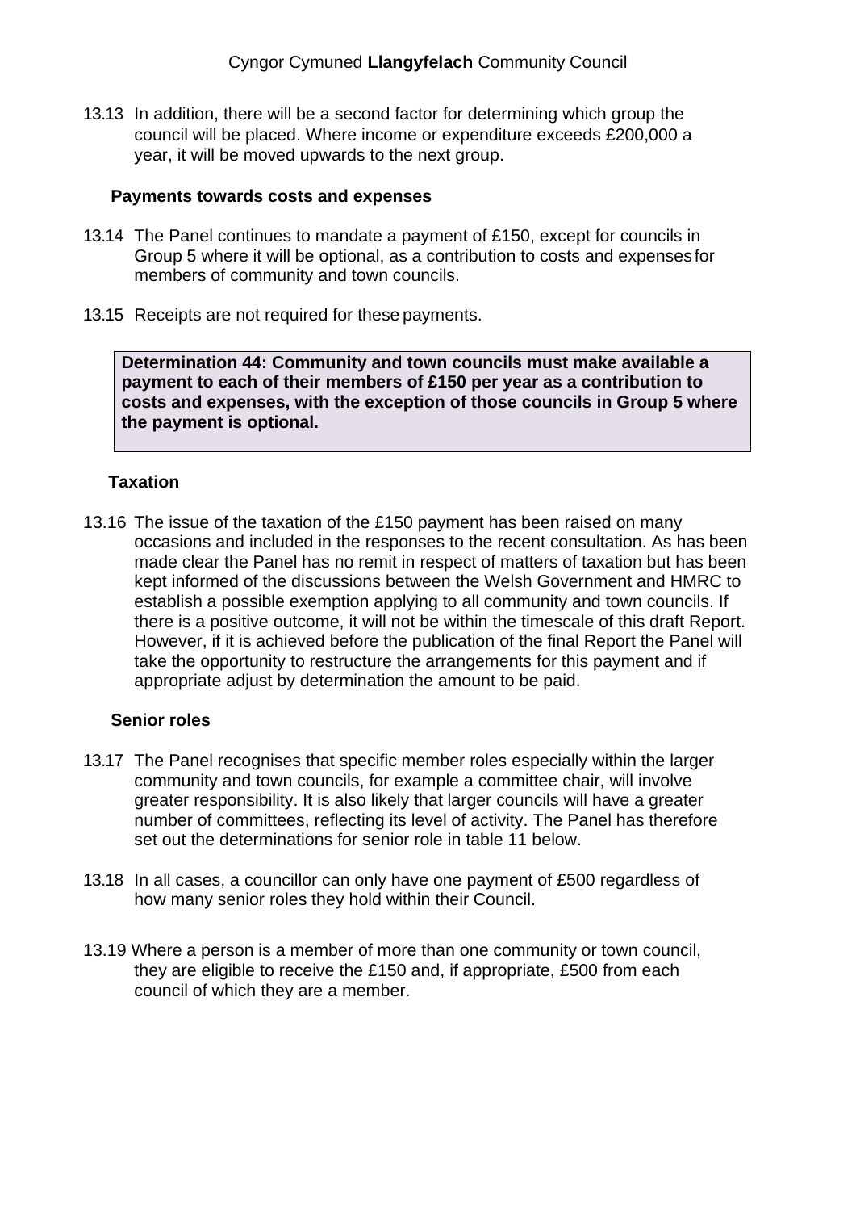13.13 In addition, there will be a second factor for determining which group the council will be placed. Where income or expenditure exceeds £200,000 a year, it will be moved upwards to the next group.

### Payments towards costs and expenses

13.14 The Panel continues to mandate a payment of £150, except for councils in Group 5 where it will be optional, as a contribution to costs and expenses for members of community and town councils.

13.15 Receipts are not required for these payments.

**Determination 44: Community and town councils must make available a payment to each of their members of £150 per year as a contribution to costs and expenses, with the exception of those councils in Group 5 where the payment is optional.**

### Taxation

13.16 The issue of the taxation of the £150 payment has been raised on many occasions and included in the responses to the recent consultation. As has been made clear the Panel has no remit in respect of matters of taxation but has been kept informed of the discussions between the Welsh Government and HMRC to establish a possible exemption applying to all community and town councils. If there is a positive outcome, it will not be within the timescale of this draft Report. However, if it is achieved before the publication of the final Report the Panel will take the opportunity to restructure the arrangements for this payment and if appropriate adjust by determination the amount to be paid.

### Senior roles

13.17 The Panel recognises that specific member roles especially within the larger community and town councils, for example a committee chair, will involve greater responsibility. It is also likely that larger councils will have a greater number of committees, reflecting its level of activity. The Panel has therefore set out the determinations for senior role in table 11 below.

13.18 In all cases, a councillor can only have one payment of £500 regardless of how many senior roles they hold within their Council.

13.19 Where a person is a member of more than one community or town council, they are eligible to receive the £150 and, if appropriate, £500 from each council of which they are a member.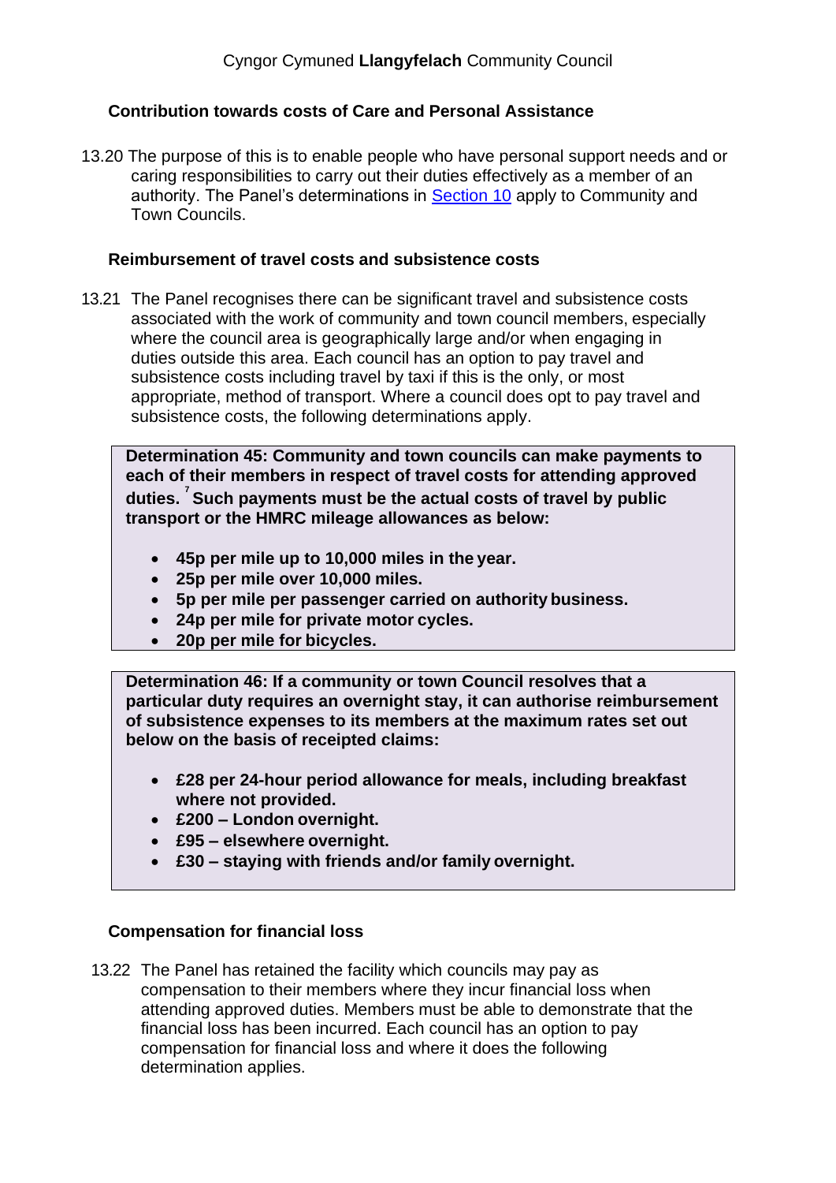### Contribution towards costs of Care and Personal Assistance

13.20 The purpose of this is to enable people who have personal support needs and or caring responsibilities to carry out their duties effectively as a member of an authority. The Panel's determinations in [Section 10] apply to Community and Town Councils.

### Reimbursement of travel costs and subsistence costs

13.21 The Panel recognises there can be significant travel and subsistence costs associated with the work of community and town council members, especially where the council area is geographically large and/or when engaging in duties outside this area. Each council has an option to pay travel and subsistence costs including travel by taxi if this is the only, or most appropriate, method of transport. Where a council does opt to pay travel and subsistence costs, the following determinations apply.

**Determination 45: Community and town councils can make payments to each of their members in respect of travel costs for attending approved duties.[7] Such payments must be the actual costs of travel by public transport or the HMRC mileage allowances as below:**

- **45p per mile up to 10,000 miles in the year.**
- **25p per mile over 10,000 miles.**
- **5p per mile per passenger carried on authority business.**
- **24p per mile for private motor cycles.**
- **20p per mile for bicycles.**

**Determination 46: If a community or town Council resolves that a particular duty requires an overnight stay, it can authorise reimbursement of subsistence expenses to its members at the maximum rates set out below on the basis of receipted claims:**

- **£28 per 24-hour period allowance for meals, including breakfast where not provided.**
- **£200 – London overnight.**
- **£95 – elsewhere overnight.**
- **£30 – staying with friends and/or family overnight.**

### Compensation for financial loss

13.22 The Panel has retained the facility which councils may pay as compensation to their members where they incur financial loss when attending approved duties. Members must be able to demonstrate that the financial loss has been incurred. Each council has an option to pay compensation for financial loss and where it does the following determination applies.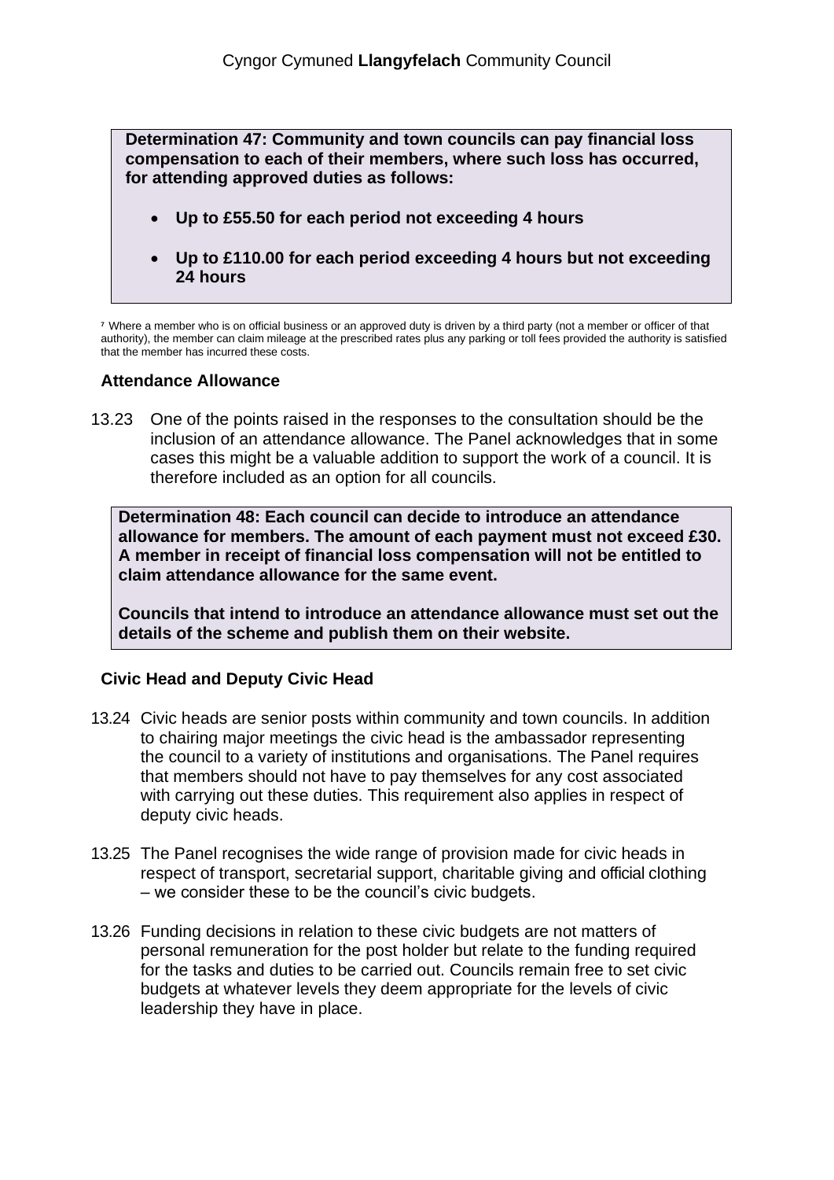**Determination 47: Community and town councils can pay financial loss compensation to each of their members, where such loss has occurred, for attending approved duties as follows:**

- **Up to £55.50 for each period not exceeding 4 hours**
- **Up to £110.00 for each period exceeding 4 hours but not exceeding 24 hours**

[7] Where a member who is on official business or an approved duty is driven by a third party (not a member or officer of that authority), the member can claim mileage at the prescribed rates plus any parking or toll fees provided the authority is satisfied that the member has incurred these costs.

### Attendance Allowance

13.23 One of the points raised in the responses to the consultation should be the inclusion of an attendance allowance. The Panel acknowledges that in some cases this might be a valuable addition to support the work of a council. It is therefore included as an option for all councils.

**Determination 48: Each council can decide to introduce an attendance allowance for members. The amount of each payment must not exceed £30. A member in receipt of financial loss compensation will not be entitled to claim attendance allowance for the same event.**

**Councils that intend to introduce an attendance allowance must set out the details of the scheme and publish them on their website.**

### Civic Head and Deputy Civic Head

13.24 Civic heads are senior posts within community and town councils. In addition to chairing major meetings the civic head is the ambassador representing the council to a variety of institutions and organisations. The Panel requires that members should not have to pay themselves for any cost associated with carrying out these duties. This requirement also applies in respect of deputy civic heads.

13.25 The Panel recognises the wide range of provision made for civic heads in respect of transport, secretarial support, charitable giving and official clothing – we consider these to be the council's civic budgets.

13.26 Funding decisions in relation to these civic budgets are not matters of personal remuneration for the post holder but relate to the funding required for the tasks and duties to be carried out. Councils remain free to set civic budgets at whatever levels they deem appropriate for the levels of civic leadership they have in place.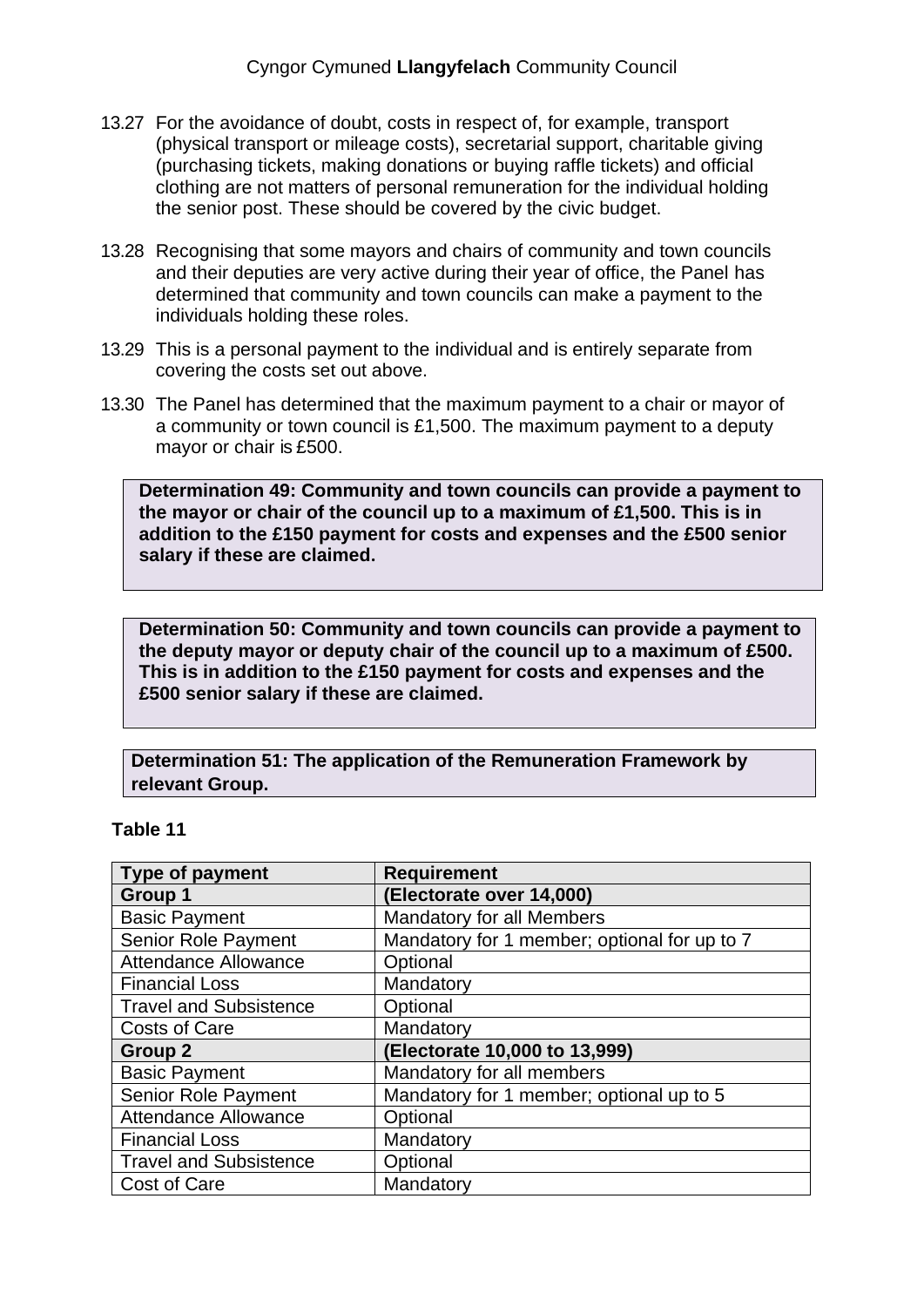13.27 For the avoidance of doubt, costs in respect of, for example, transport (physical transport or mileage costs), secretarial support, charitable giving (purchasing tickets, making donations or buying raffle tickets) and official clothing are not matters of personal remuneration for the individual holding the senior post. These should be covered by the civic budget.

13.28 Recognising that some mayors and chairs of community and town councils and their deputies are very active during their year of office, the Panel has determined that community and town councils can make a payment to the individuals holding these roles.

13.29 This is a personal payment to the individual and is entirely separate from covering the costs set out above.

13.30 The Panel has determined that the maximum payment to a chair or mayor of a community or town council is £1,500. The maximum payment to a deputy mayor or chair is £500.

**Determination 49: Community and town councils can provide a payment to the mayor or chair of the council up to a maximum of £1,500. This is in addition to the £150 payment for costs and expenses and the £500 senior salary if these are claimed.**

**Determination 50: Community and town councils can provide a payment to the deputy mayor or deputy chair of the council up to a maximum of £500. This is in addition to the £150 payment for costs and expenses and the £500 senior salary if these are claimed.**

**Determination 51: The application of the Remuneration Framework by relevant Group.**

**Table 11**

| Type of payment | Requirement |
|---|---|
| **Group 1** | **(Electorate over 14,000)** |
| Basic Payment | Mandatory for all Members |
| Senior Role Payment | Mandatory for 1 member; optional for up to 7 |
| Attendance Allowance | Optional |
| Financial Loss | Mandatory |
| Travel and Subsistence | Optional |
| Costs of Care | Mandatory |
| **Group 2** | **(Electorate 10,000 to 13,999)** |
| Basic Payment | Mandatory for all members |
| Senior Role Payment | Mandatory for 1 member; optional up to 5 |
| Attendance Allowance | Optional |
| Financial Loss | Mandatory |
| Travel and Subsistence | Optional |
| Cost of Care | Mandatory |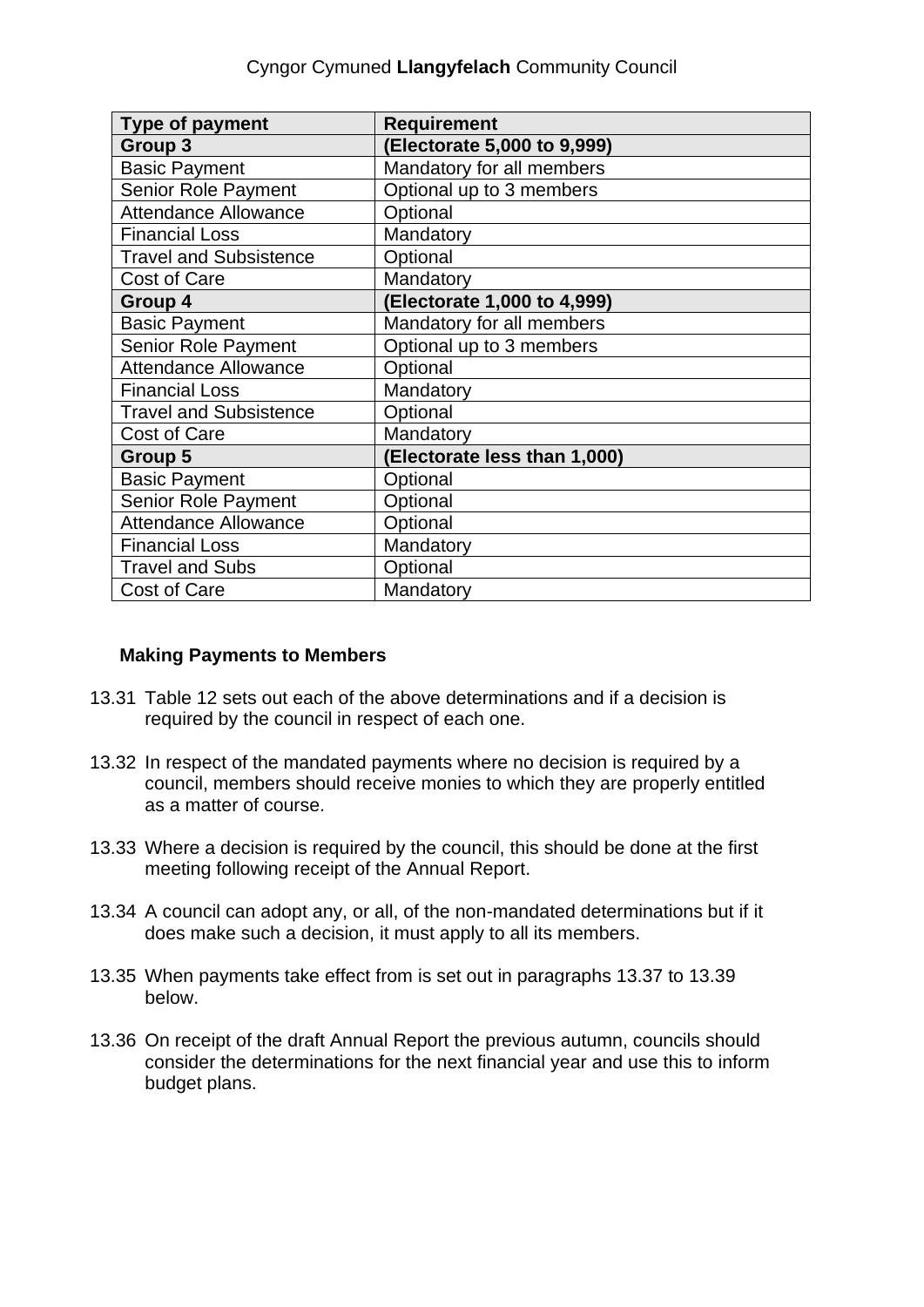| Type of payment | Requirement |
|---|---|
| **Group 3** | **(Electorate 5,000 to 9,999)** |
| Basic Payment | Mandatory for all members |
| Senior Role Payment | Optional up to 3 members |
| Attendance Allowance | Optional |
| Financial Loss | Mandatory |
| Travel and Subsistence | Optional |
| Cost of Care | Mandatory |
| **Group 4** | **(Electorate 1,000 to 4,999)** |
| Basic Payment | Mandatory for all members |
| Senior Role Payment | Optional up to 3 members |
| Attendance Allowance | Optional |
| Financial Loss | Mandatory |
| Travel and Subsistence | Optional |
| Cost of Care | Mandatory |
| **Group 5** | **(Electorate less than 1,000)** |
| Basic Payment | Optional |
| Senior Role Payment | Optional |
| Attendance Allowance | Optional |
| Financial Loss | Mandatory |
| Travel and Subs | Optional |
| Cost of Care | Mandatory |

### Making Payments to Members

13.31 Table 12 sets out each of the above determinations and if a decision is required by the council in respect of each one.

13.32 In respect of the mandated payments where no decision is required by a council, members should receive monies to which they are properly entitled as a matter of course.

13.33 Where a decision is required by the council, this should be done at the first meeting following receipt of the Annual Report.

13.34 A council can adopt any, or all, of the non-mandated determinations but if it does make such a decision, it must apply to all its members.

13.35 When payments take effect from is set out in paragraphs 13.37 to 13.39 below.

13.36 On receipt of the draft Annual Report the previous autumn, councils should consider the determinations for the next financial year and use this to inform budget plans.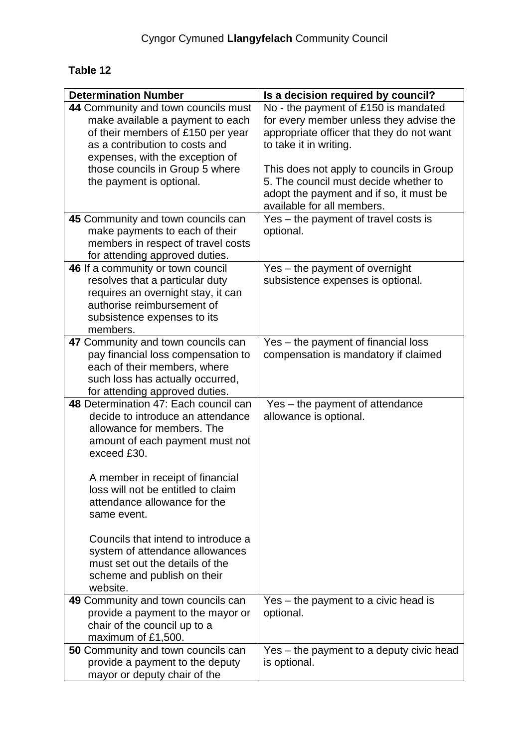Cyngor Cymuned **Llangyfelach** Community Council

**Table 12**

| Determination Number | Is a decision required by council? |
|---|---|
| **44** Community and town councils must make available a payment to each of their members of £150 per year as a contribution to costs and expenses, with the exception of those councils in Group 5 where the payment is optional. | No - the payment of £150 is mandated for every member unless they advise the appropriate officer that they do not want to take it in writing.<br><br>This does not apply to councils in Group 5. The council must decide whether to adopt the payment and if so, it must be available for all members. |
| **45** Community and town councils can make payments to each of their members in respect of travel costs for attending approved duties. | Yes – the payment of travel costs is optional. |
| **46** If a community or town council resolves that a particular duty requires an overnight stay, it can authorise reimbursement of subsistence expenses to its members. | Yes – the payment of overnight subsistence expenses is optional. |
| **47** Community and town councils can pay financial loss compensation to each of their members, where such loss has actually occurred, for attending approved duties. | Yes – the payment of financial loss compensation is mandatory if claimed |
| **48** Determination 47: Each council can decide to introduce an attendance allowance for members. The amount of each payment must not exceed £30.<br><br>A member in receipt of financial loss will not be entitled to claim attendance allowance for the same event.<br><br>Councils that intend to introduce a system of attendance allowances must set out the details of the scheme and publish on their website. | Yes – the payment of attendance allowance is optional. |
| **49** Community and town councils can provide a payment to the mayor or chair of the council up to a maximum of £1,500. | Yes – the payment to a civic head is optional. |
| **50** Community and town councils can provide a payment to the deputy mayor or deputy chair of the | Yes – the payment to a deputy civic head is optional. |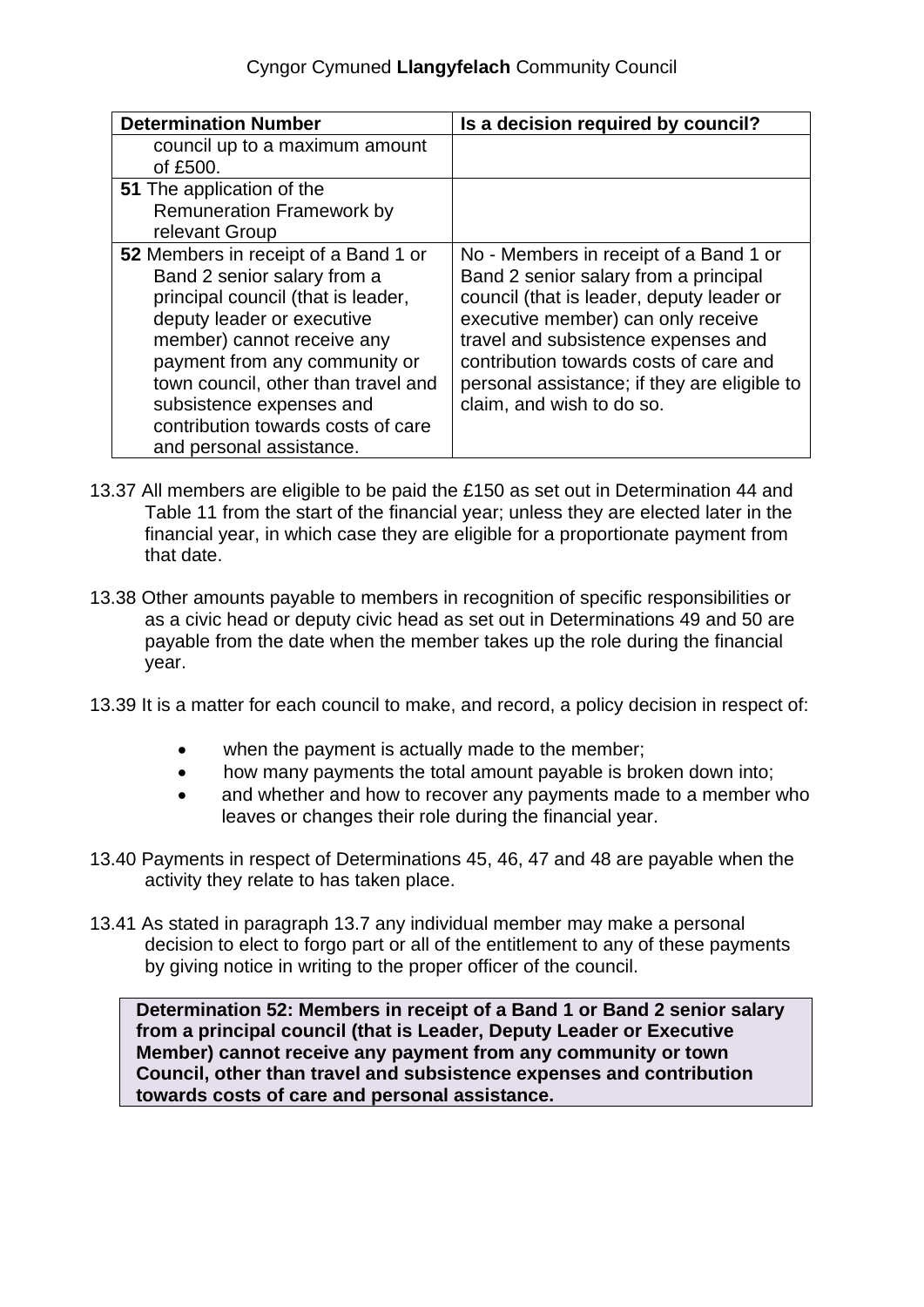| Determination Number | Is a decision required by council? |
|---|---|
| council up to a maximum amount of £500. | |
| **51** The application of the Remuneration Framework by relevant Group | |
| **52** Members in receipt of a Band 1 or Band 2 senior salary from a principal council (that is leader, deputy leader or executive member) cannot receive any payment from any community or town council, other than travel and subsistence expenses and contribution towards costs of care and personal assistance. | No - Members in receipt of a Band 1 or Band 2 senior salary from a principal council (that is leader, deputy leader or executive member) can only receive travel and subsistence expenses and contribution towards costs of care and personal assistance; if they are eligible to claim, and wish to do so. |

13.37 All members are eligible to be paid the £150 as set out in Determination 44 and Table 11 from the start of the financial year; unless they are elected later in the financial year, in which case they are eligible for a proportionate payment from that date.

13.38 Other amounts payable to members in recognition of specific responsibilities or as a civic head or deputy civic head as set out in Determinations 49 and 50 are payable from the date when the member takes up the role during the financial year.

13.39 It is a matter for each council to make, and record, a policy decision in respect of:

- when the payment is actually made to the member;
- how many payments the total amount payable is broken down into;
- and whether and how to recover any payments made to a member who leaves or changes their role during the financial year.

13.40 Payments in respect of Determinations 45, 46, 47 and 48 are payable when the activity they relate to has taken place.

13.41 As stated in paragraph 13.7 any individual member may make a personal decision to elect to forgo part or all of the entitlement to any of these payments by giving notice in writing to the proper officer of the council.

**Determination 52: Members in receipt of a Band 1 or Band 2 senior salary from a principal council (that is Leader, Deputy Leader or Executive Member) cannot receive any payment from any community or town Council, other than travel and subsistence expenses and contribution towards costs of care and personal assistance.**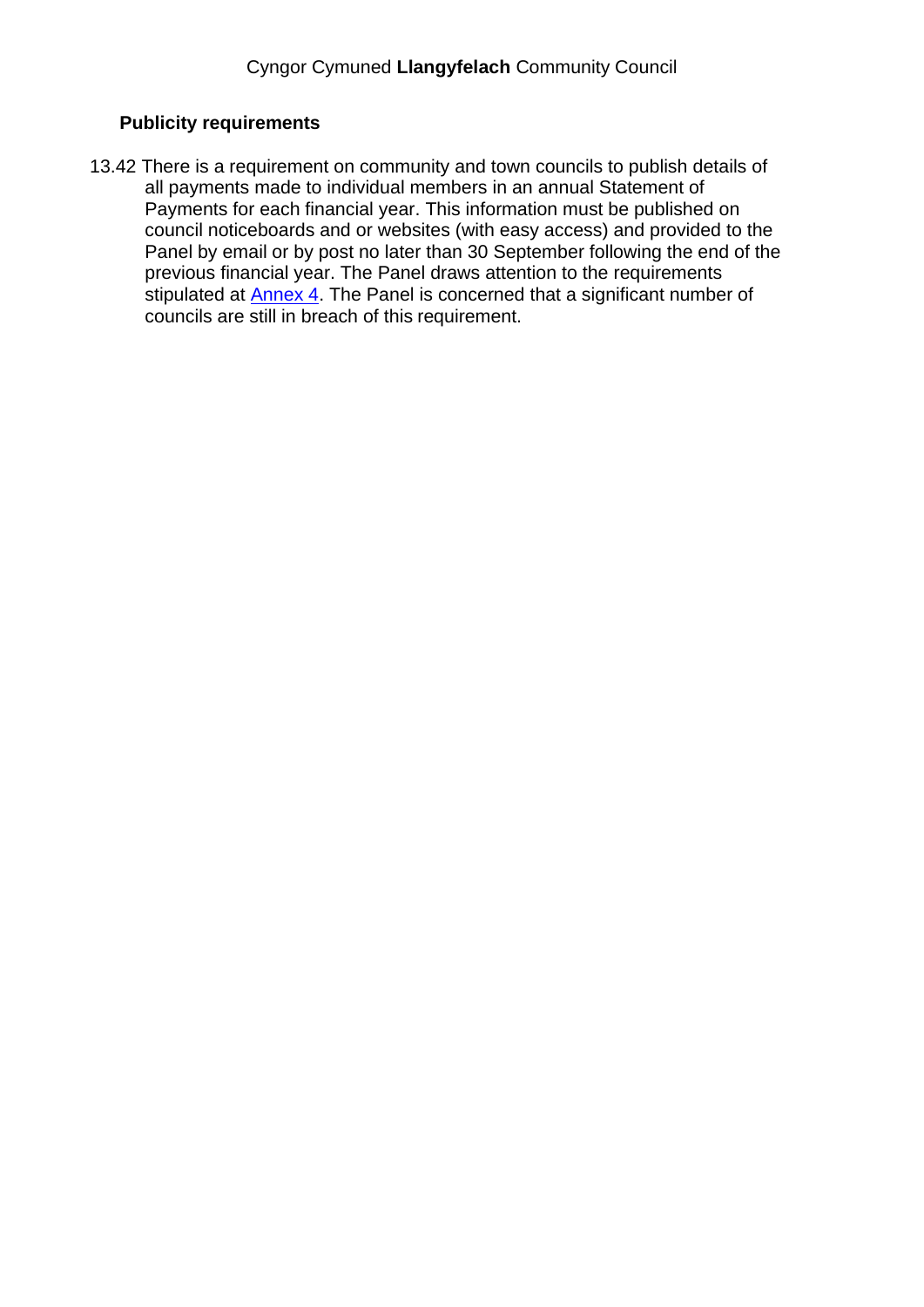### Publicity requirements

13.42 There is a requirement on community and town councils to publish details of all payments made to individual members in an annual Statement of Payments for each financial year. This information must be published on council noticeboards and or websites (with easy access) and provided to the Panel by email or by post no later than 30 September following the end of the previous financial year. The Panel draws attention to the requirements stipulated at Annex 4. The Panel is concerned that a significant number of councils are still in breach of this requirement.